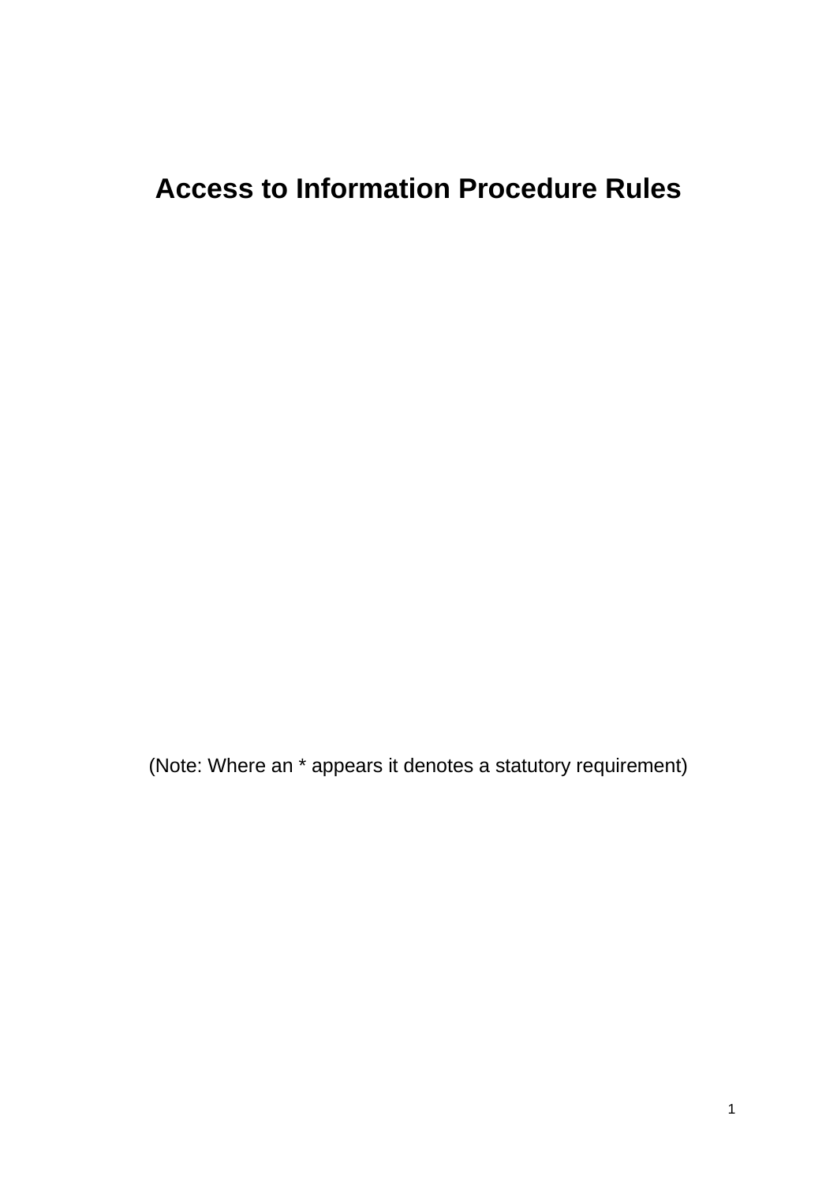# Access to Information Procedure Rules

(Note: Where an * appears it denotes a statutory requirement)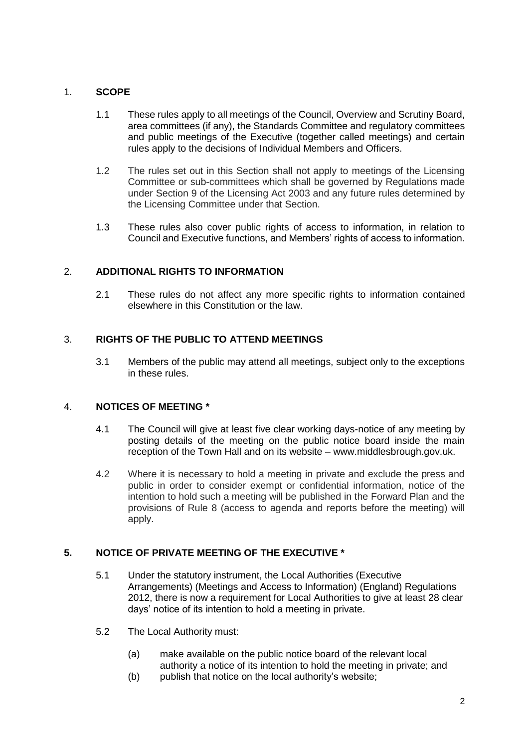## 1. SCOPE

1.1 These rules apply to all meetings of the Council, Overview and Scrutiny Board, area committees (if any), the Standards Committee and regulatory committees and public meetings of the Executive (together called meetings) and certain rules apply to the decisions of Individual Members and Officers.

1.2 The rules set out in this Section shall not apply to meetings of the Licensing Committee or sub-committees which shall be governed by Regulations made under Section 9 of the Licensing Act 2003 and any future rules determined by the Licensing Committee under that Section.

1.3 These rules also cover public rights of access to information, in relation to Council and Executive functions, and Members' rights of access to information.

## 2. ADDITIONAL RIGHTS TO INFORMATION

2.1 These rules do not affect any more specific rights to information contained elsewhere in this Constitution or the law.

## 3. RIGHTS OF THE PUBLIC TO ATTEND MEETINGS

3.1 Members of the public may attend all meetings, subject only to the exceptions in these rules.

## 4. NOTICES OF MEETING *

4.1 The Council will give at least five clear working days-notice of any meeting by posting details of the meeting on the public notice board inside the main reception of the Town Hall and on its website – www.middlesbrough.gov.uk.

4.2 Where it is necessary to hold a meeting in private and exclude the press and public in order to consider exempt or confidential information, notice of the intention to hold such a meeting will be published in the Forward Plan and the provisions of Rule 8 (access to agenda and reports before the meeting) will apply.

## 5. NOTICE OF PRIVATE MEETING OF THE EXECUTIVE *

5.1 Under the statutory instrument, the Local Authorities (Executive Arrangements) (Meetings and Access to Information) (England) Regulations 2012, there is now a requirement for Local Authorities to give at least 28 clear days' notice of its intention to hold a meeting in private.

5.2 The Local Authority must:

(a) make available on the public notice board of the relevant local authority a notice of its intention to hold the meeting in private; and
(b) publish that notice on the local authority's website;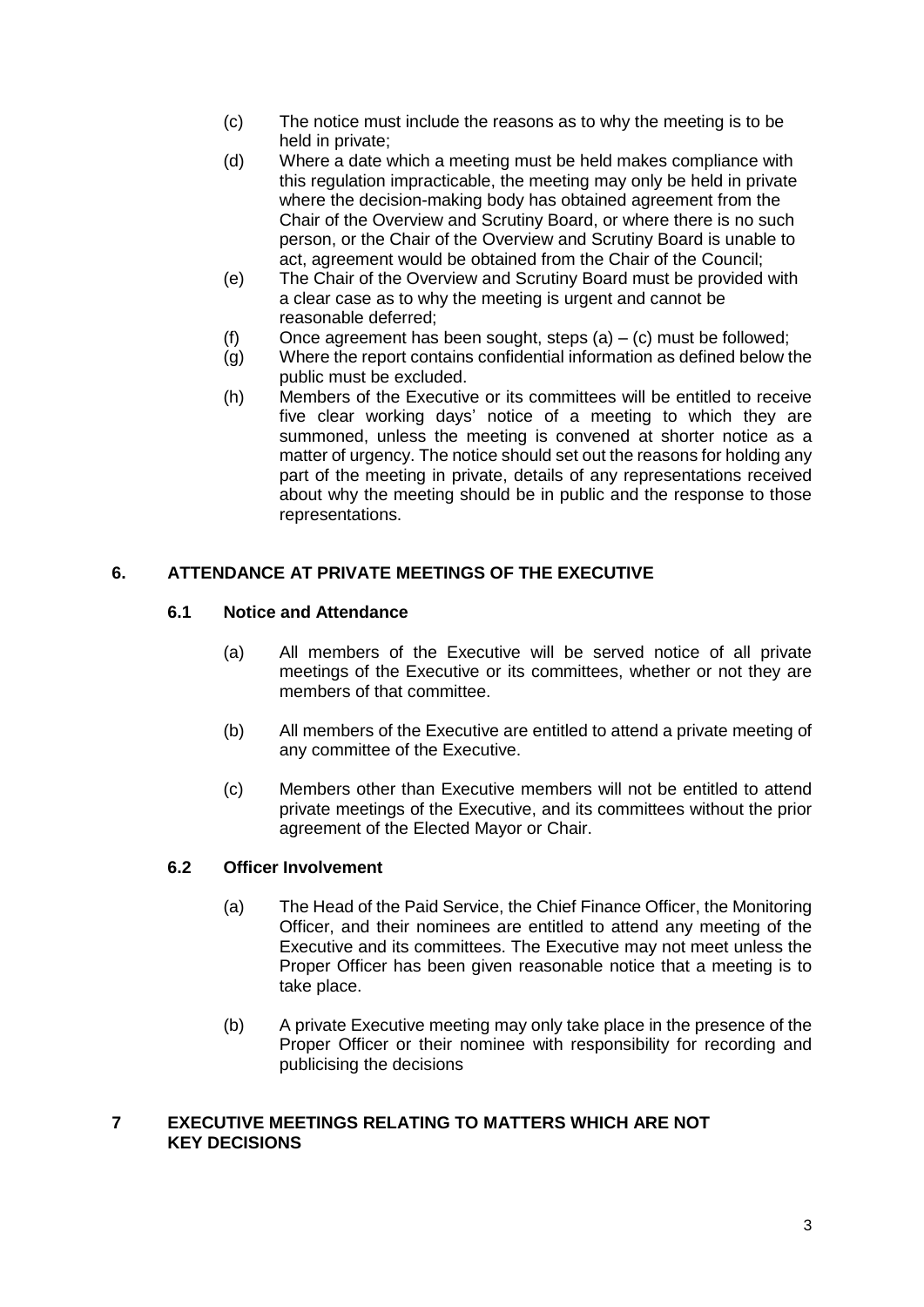(c) The notice must include the reasons as to why the meeting is to be held in private;

(d) Where a date which a meeting must be held makes compliance with this regulation impracticable, the meeting may only be held in private where the decision-making body has obtained agreement from the Chair of the Overview and Scrutiny Board, or where there is no such person, or the Chair of the Overview and Scrutiny Board is unable to act, agreement would be obtained from the Chair of the Council;

(e) The Chair of the Overview and Scrutiny Board must be provided with a clear case as to why the meeting is urgent and cannot be reasonable deferred;

(f) Once agreement has been sought, steps (a) – (c) must be followed;

(g) Where the report contains confidential information as defined below the public must be excluded.

(h) Members of the Executive or its committees will be entitled to receive five clear working days' notice of a meeting to which they are summoned, unless the meeting is convened at shorter notice as a matter of urgency. The notice should set out the reasons for holding any part of the meeting in private, details of any representations received about why the meeting should be in public and the response to those representations.

## 6. ATTENDANCE AT PRIVATE MEETINGS OF THE EXECUTIVE

### 6.1 Notice and Attendance

(a) All members of the Executive will be served notice of all private meetings of the Executive or its committees, whether or not they are members of that committee.

(b) All members of the Executive are entitled to attend a private meeting of any committee of the Executive.

(c) Members other than Executive members will not be entitled to attend private meetings of the Executive, and its committees without the prior agreement of the Elected Mayor or Chair.

### 6.2 Officer Involvement

(a) The Head of the Paid Service, the Chief Finance Officer, the Monitoring Officer, and their nominees are entitled to attend any meeting of the Executive and its committees. The Executive may not meet unless the Proper Officer has been given reasonable notice that a meeting is to take place.

(b) A private Executive meeting may only take place in the presence of the Proper Officer or their nominee with responsibility for recording and publicising the decisions

## 7 EXECUTIVE MEETINGS RELATING TO MATTERS WHICH ARE NOT KEY DECISIONS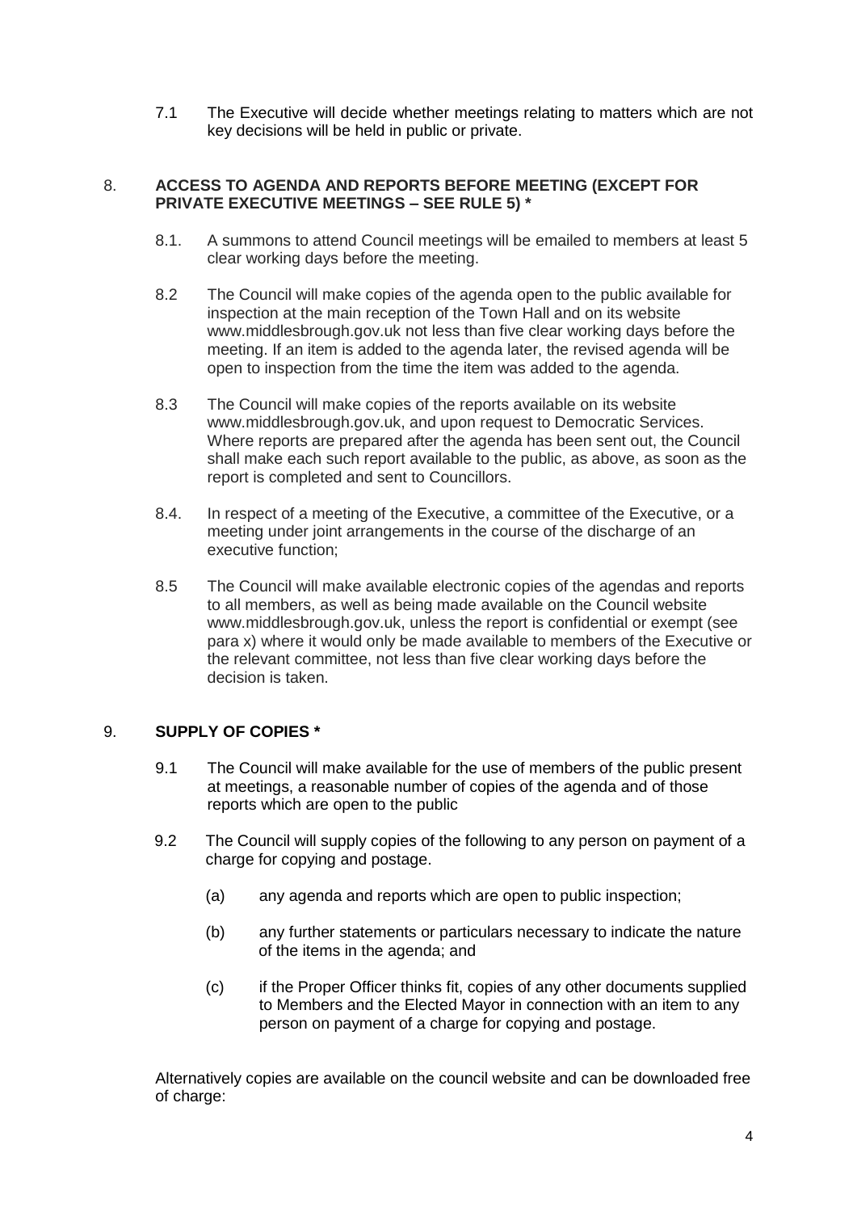7.1 The Executive will decide whether meetings relating to matters which are not key decisions will be held in public or private.

## 8. ACCESS TO AGENDA AND REPORTS BEFORE MEETING (EXCEPT FOR PRIVATE EXECUTIVE MEETINGS – SEE RULE 5) *

8.1. A summons to attend Council meetings will be emailed to members at least 5 clear working days before the meeting.

8.2 The Council will make copies of the agenda open to the public available for inspection at the main reception of the Town Hall and on its website www.middlesbrough.gov.uk not less than five clear working days before the meeting. If an item is added to the agenda later, the revised agenda will be open to inspection from the time the item was added to the agenda.

8.3 The Council will make copies of the reports available on its website www.middlesbrough.gov.uk, and upon request to Democratic Services. Where reports are prepared after the agenda has been sent out, the Council shall make each such report available to the public, as above, as soon as the report is completed and sent to Councillors.

8.4. In respect of a meeting of the Executive, a committee of the Executive, or a meeting under joint arrangements in the course of the discharge of an executive function;

8.5 The Council will make available electronic copies of the agendas and reports to all members, as well as being made available on the Council website www.middlesbrough.gov.uk, unless the report is confidential or exempt (see para x) where it would only be made available to members of the Executive or the relevant committee, not less than five clear working days before the decision is taken.

## 9. SUPPLY OF COPIES *

9.1 The Council will make available for the use of members of the public present at meetings, a reasonable number of copies of the agenda and of those reports which are open to the public

9.2 The Council will supply copies of the following to any person on payment of a charge for copying and postage.

(a) any agenda and reports which are open to public inspection;

(b) any further statements or particulars necessary to indicate the nature of the items in the agenda; and

(c) if the Proper Officer thinks fit, copies of any other documents supplied to Members and the Elected Mayor in connection with an item to any person on payment of a charge for copying and postage.

Alternatively copies are available on the council website and can be downloaded free of charge: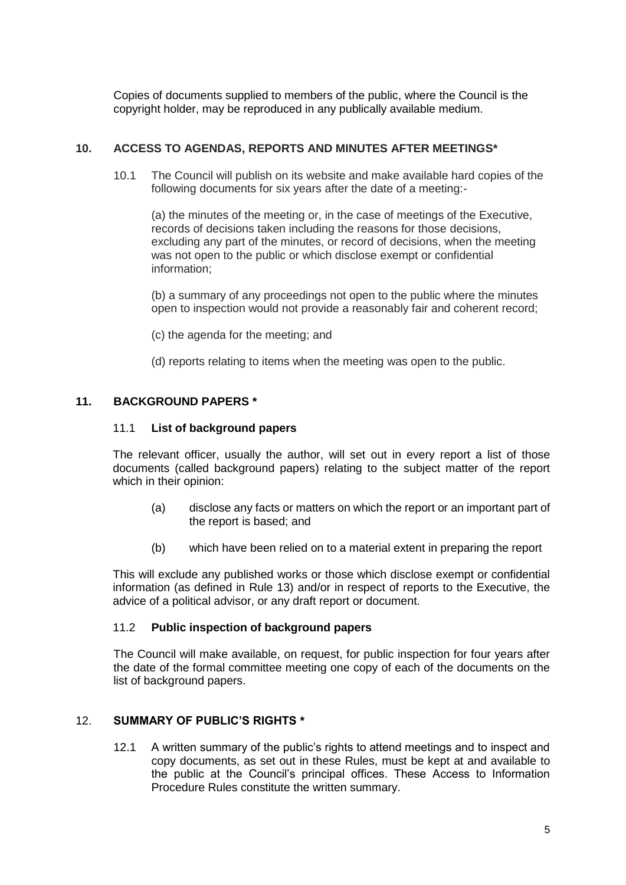Copies of documents supplied to members of the public, where the Council is the copyright holder, may be reproduced in any publically available medium.

## 10. ACCESS TO AGENDAS, REPORTS AND MINUTES AFTER MEETINGS*

10.1 The Council will publish on its website and make available hard copies of the following documents for six years after the date of a meeting:-

(a) the minutes of the meeting or, in the case of meetings of the Executive, records of decisions taken including the reasons for those decisions, excluding any part of the minutes, or record of decisions, when the meeting was not open to the public or which disclose exempt or confidential information;

(b) a summary of any proceedings not open to the public where the minutes open to inspection would not provide a reasonably fair and coherent record;

(c) the agenda for the meeting; and

(d) reports relating to items when the meeting was open to the public.

## 11. BACKGROUND PAPERS *

### 11.1 List of background papers

The relevant officer, usually the author, will set out in every report a list of those documents (called background papers) relating to the subject matter of the report which in their opinion:

(a) disclose any facts or matters on which the report or an important part of the report is based; and

(b) which have been relied on to a material extent in preparing the report

This will exclude any published works or those which disclose exempt or confidential information (as defined in Rule 13) and/or in respect of reports to the Executive, the advice of a political advisor, or any draft report or document.

### 11.2 Public inspection of background papers

The Council will make available, on request, for public inspection for four years after the date of the formal committee meeting one copy of each of the documents on the list of background papers.

## 12. SUMMARY OF PUBLIC'S RIGHTS *

12.1 A written summary of the public's rights to attend meetings and to inspect and copy documents, as set out in these Rules, must be kept at and available to the public at the Council's principal offices. These Access to Information Procedure Rules constitute the written summary.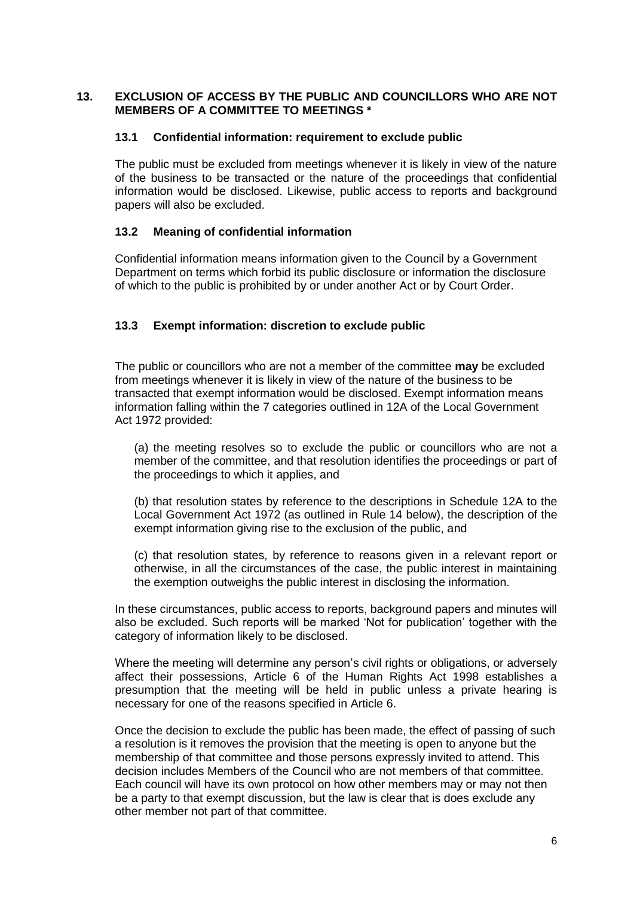## 13. EXCLUSION OF ACCESS BY THE PUBLIC AND COUNCILLORS WHO ARE NOT MEMBERS OF A COMMITTEE TO MEETINGS *

### 13.1 Confidential information: requirement to exclude public

The public must be excluded from meetings whenever it is likely in view of the nature of the business to be transacted or the nature of the proceedings that confidential information would be disclosed. Likewise, public access to reports and background papers will also be excluded.

### 13.2 Meaning of confidential information

Confidential information means information given to the Council by a Government Department on terms which forbid its public disclosure or information the disclosure of which to the public is prohibited by or under another Act or by Court Order.

### 13.3 Exempt information: discretion to exclude public

The public or councillors who are not a member of the committee **may** be excluded from meetings whenever it is likely in view of the nature of the business to be transacted that exempt information would be disclosed. Exempt information means information falling within the 7 categories outlined in 12A of the Local Government Act 1972 provided:

(a) the meeting resolves so to exclude the public or councillors who are not a member of the committee, and that resolution identifies the proceedings or part of the proceedings to which it applies, and

(b) that resolution states by reference to the descriptions in Schedule 12A to the Local Government Act 1972 (as outlined in Rule 14 below), the description of the exempt information giving rise to the exclusion of the public, and

(c) that resolution states, by reference to reasons given in a relevant report or otherwise, in all the circumstances of the case, the public interest in maintaining the exemption outweighs the public interest in disclosing the information.

In these circumstances, public access to reports, background papers and minutes will also be excluded. Such reports will be marked 'Not for publication' together with the category of information likely to be disclosed.

Where the meeting will determine any person's civil rights or obligations, or adversely affect their possessions, Article 6 of the Human Rights Act 1998 establishes a presumption that the meeting will be held in public unless a private hearing is necessary for one of the reasons specified in Article 6.

Once the decision to exclude the public has been made, the effect of passing of such a resolution is it removes the provision that the meeting is open to anyone but the membership of that committee and those persons expressly invited to attend. This decision includes Members of the Council who are not members of that committee. Each council will have its own protocol on how other members may or may not then be a party to that exempt discussion, but the law is clear that is does exclude any other member not part of that committee.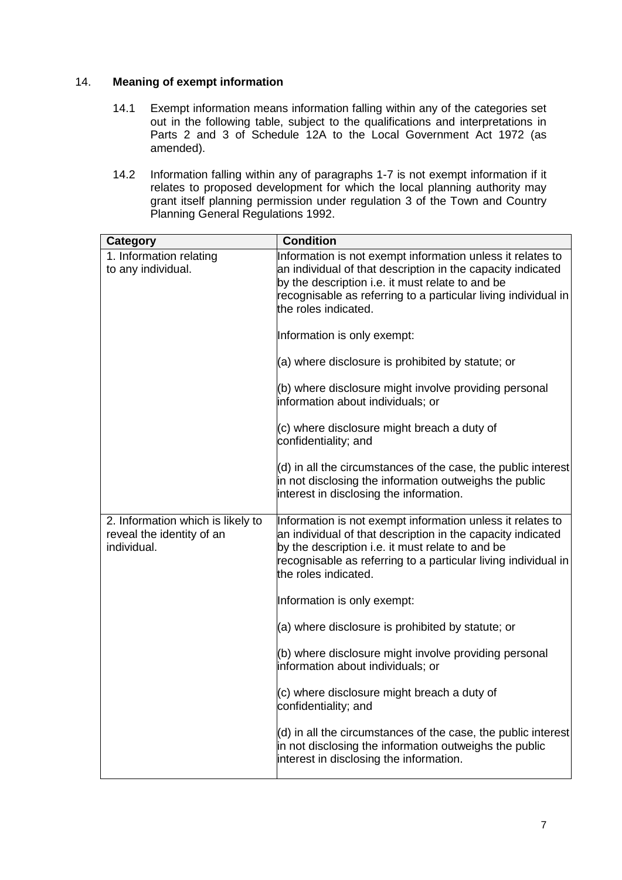## 14. **Meaning of exempt information**

14.1 Exempt information means information falling within any of the categories set out in the following table, subject to the qualifications and interpretations in Parts 2 and 3 of Schedule 12A to the Local Government Act 1972 (as amended).

14.2 Information falling within any of paragraphs 1-7 is not exempt information if it relates to proposed development for which the local planning authority may grant itself planning permission under regulation 3 of the Town and Country Planning General Regulations 1992.

| **Category** | **Condition** |
|---|---|
| 1. Information relating to any individual. | Information is not exempt information unless it relates to an individual of that description in the capacity indicated by the description i.e. it must relate to and be recognisable as referring to a particular living individual in the roles indicated.<br><br>Information is only exempt:<br><br>(a) where disclosure is prohibited by statute; or<br><br>(b) where disclosure might involve providing personal information about individuals; or<br><br>(c) where disclosure might breach a duty of confidentiality; and<br><br>(d) in all the circumstances of the case, the public interest in not disclosing the information outweighs the public interest in disclosing the information. |
| 2. Information which is likely to reveal the identity of an individual. | Information is not exempt information unless it relates to an individual of that description in the capacity indicated by the description i.e. it must relate to and be recognisable as referring to a particular living individual in the roles indicated.<br><br>Information is only exempt:<br><br>(a) where disclosure is prohibited by statute; or<br><br>(b) where disclosure might involve providing personal information about individuals; or<br><br>(c) where disclosure might breach a duty of confidentiality; and<br><br>(d) in all the circumstances of the case, the public interest in not disclosing the information outweighs the public interest in disclosing the information. |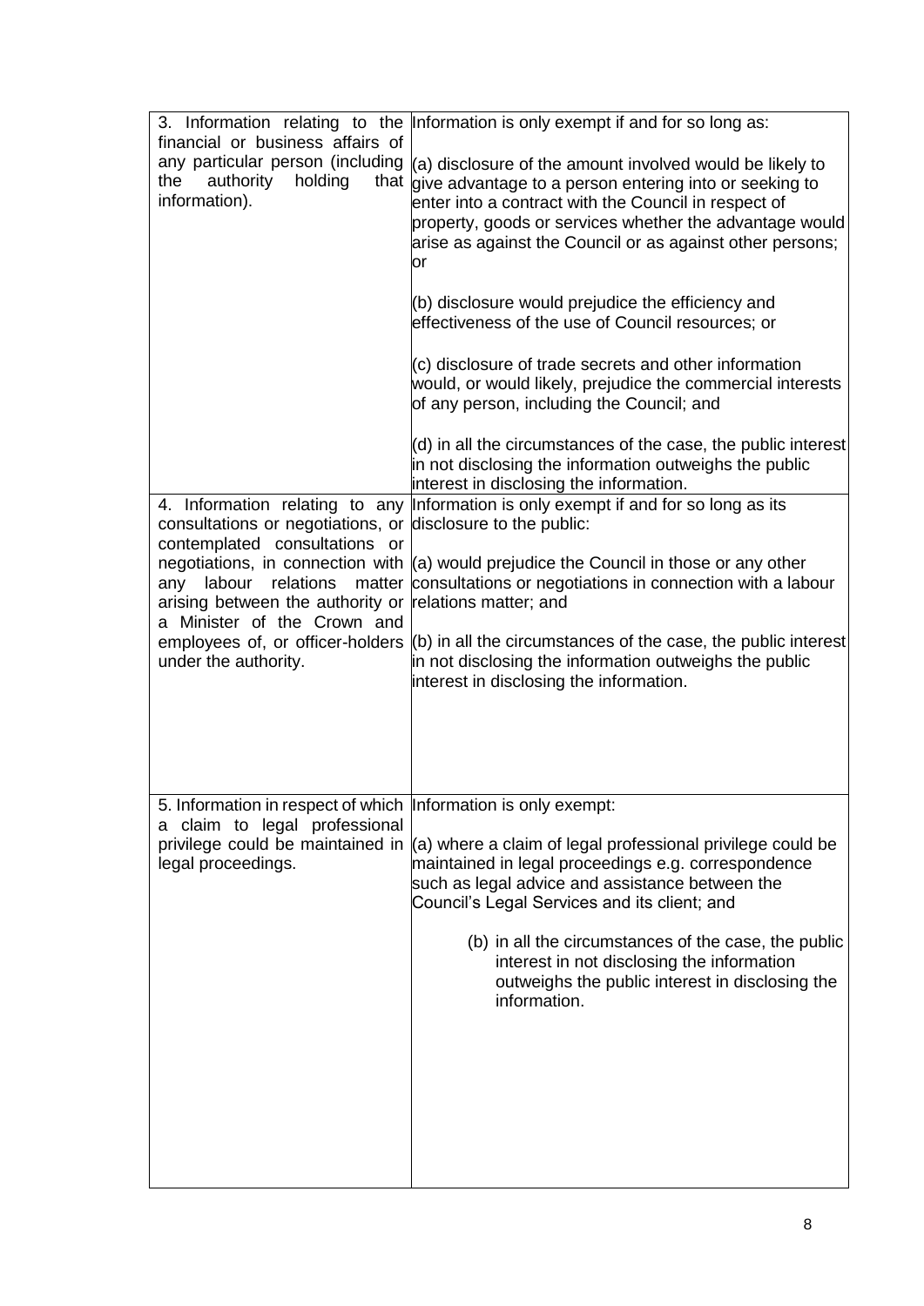| | |
|---|---|
| 3. Information relating to the financial or business affairs of any particular person (including the authority holding that information). | Information is only exempt if and for so long as:<br><br>(a) disclosure of the amount involved would be likely to give advantage to a person entering into or seeking to enter into a contract with the Council in respect of property, goods or services whether the advantage would arise as against the Council or as against other persons; or<br><br>(b) disclosure would prejudice the efficiency and effectiveness of the use of Council resources; or<br><br>(c) disclosure of trade secrets and other information would, or would likely, prejudice the commercial interests of any person, including the Council; and<br><br>(d) in all the circumstances of the case, the public interest in not disclosing the information outweighs the public interest in disclosing the information. |
| 4. Information relating to any consultations or negotiations, or contemplated consultations or negotiations, in connection with any labour relations matter arising between the authority or a Minister of the Crown and employees of, or officer-holders under the authority. | Information is only exempt if and for so long as its disclosure to the public:<br><br>(a) would prejudice the Council in those or any other consultations or negotiations in connection with a labour relations matter; and<br><br>(b) in all the circumstances of the case, the public interest in not disclosing the information outweighs the public interest in disclosing the information. |
| 5. Information in respect of which a claim to legal professional privilege could be maintained in legal proceedings. | Information is only exempt:<br><br>(a) where a claim of legal professional privilege could be maintained in legal proceedings e.g. correspondence such as legal advice and assistance between the Council's Legal Services and its client; and<br><br>(b) in all the circumstances of the case, the public interest in not disclosing the information outweighs the public interest in disclosing the information. |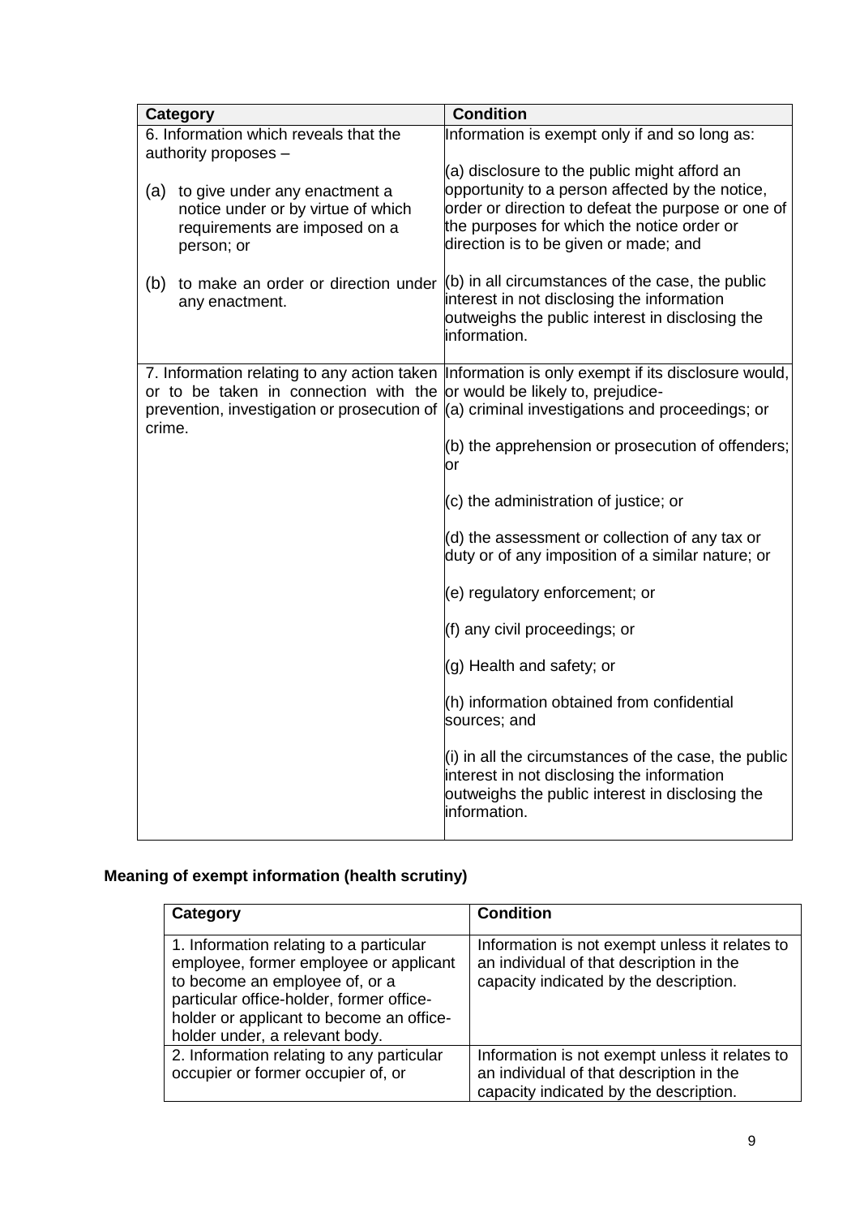| Category | Condition |
|---|---|
| 6. Information which reveals that the authority proposes –<br><br>(a) to give under any enactment a notice under or by virtue of which requirements are imposed on a person; or<br><br>(b) to make an order or direction under any enactment. | Information is exempt only if and so long as:<br><br>(a) disclosure to the public might afford an opportunity to a person affected by the notice, order or direction to defeat the purpose or one of the purposes for which the notice order or direction is to be given or made; and<br><br>(b) in all circumstances of the case, the public interest in not disclosing the information outweighs the public interest in disclosing the information. |
| 7. Information relating to any action taken or to be taken in connection with the prevention, investigation or prosecution of crime. | Information is only exempt if its disclosure would, or would be likely to, prejudice-<br>(a) criminal investigations and proceedings; or<br><br>(b) the apprehension or prosecution of offenders; or<br><br>(c) the administration of justice; or<br><br>(d) the assessment or collection of any tax or duty or of any imposition of a similar nature; or<br><br>(e) regulatory enforcement; or<br><br>(f) any civil proceedings; or<br><br>(g) Health and safety; or<br><br>(h) information obtained from confidential sources; and<br><br>(i) in all the circumstances of the case, the public interest in not disclosing the information outweighs the public interest in disclosing the information. |

**Meaning of exempt information (health scrutiny)**

| Category | Condition |
|---|---|
| 1. Information relating to a particular employee, former employee or applicant to become an employee of, or a particular office-holder, former office-holder or applicant to become an office-holder under, a relevant body. | Information is not exempt unless it relates to an individual of that description in the capacity indicated by the description. |
| 2. Information relating to any particular occupier or former occupier of, or | Information is not exempt unless it relates to an individual of that description in the capacity indicated by the description. |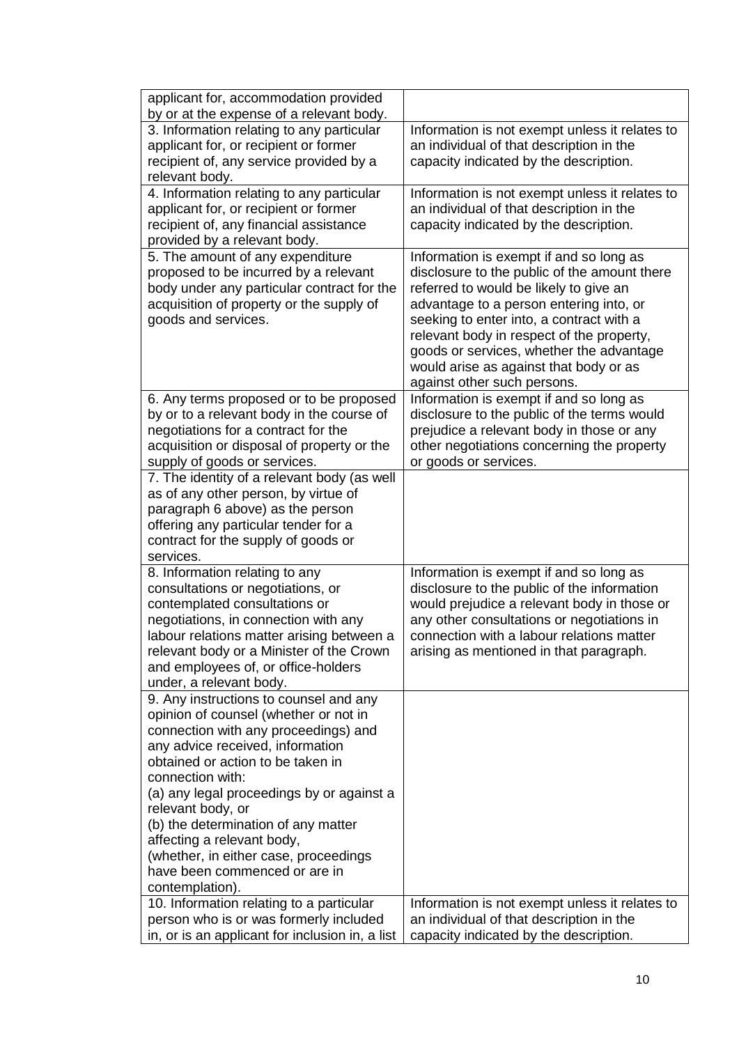| | |
|---|---|
| applicant for, accommodation provided by or at the expense of a relevant body. | |
| 3. Information relating to any particular applicant for, or recipient or former recipient of, any service provided by a relevant body. | Information is not exempt unless it relates to an individual of that description in the capacity indicated by the description. |
| 4. Information relating to any particular applicant for, or recipient or former recipient of, any financial assistance provided by a relevant body. | Information is not exempt unless it relates to an individual of that description in the capacity indicated by the description. |
| 5. The amount of any expenditure proposed to be incurred by a relevant body under any particular contract for the acquisition of property or the supply of goods and services. | Information is exempt if and so long as disclosure to the public of the amount there referred to would be likely to give an advantage to a person entering into, or seeking to enter into, a contract with a relevant body in respect of the property, goods or services, whether the advantage would arise as against that body or as against other such persons. |
| 6. Any terms proposed or to be proposed by or to a relevant body in the course of negotiations for a contract for the acquisition or disposal of property or the supply of goods or services. | Information is exempt if and so long as disclosure to the public of the terms would prejudice a relevant body in those or any other negotiations concerning the property or goods or services. |
| 7. The identity of a relevant body (as well as of any other person, by virtue of paragraph 6 above) as the person offering any particular tender for a contract for the supply of goods or services. | |
| 8. Information relating to any consultations or negotiations, or contemplated consultations or negotiations, in connection with any labour relations matter arising between a relevant body or a Minister of the Crown and employees of, or office-holders under, a relevant body. | Information is exempt if and so long as disclosure to the public of the information would prejudice a relevant body in those or any other consultations or negotiations in connection with a labour relations matter arising as mentioned in that paragraph. |
| 9. Any instructions to counsel and any opinion of counsel (whether or not in connection with any proceedings) and any advice received, information obtained or action to be taken in connection with:<br>(a) any legal proceedings by or against a relevant body, or<br>(b) the determination of any matter affecting a relevant body,<br>(whether, in either case, proceedings have been commenced or are in contemplation). | |
| 10. Information relating to a particular person who is or was formerly included in, or is an applicant for inclusion in, a list | Information is not exempt unless it relates to an individual of that description in the capacity indicated by the description. |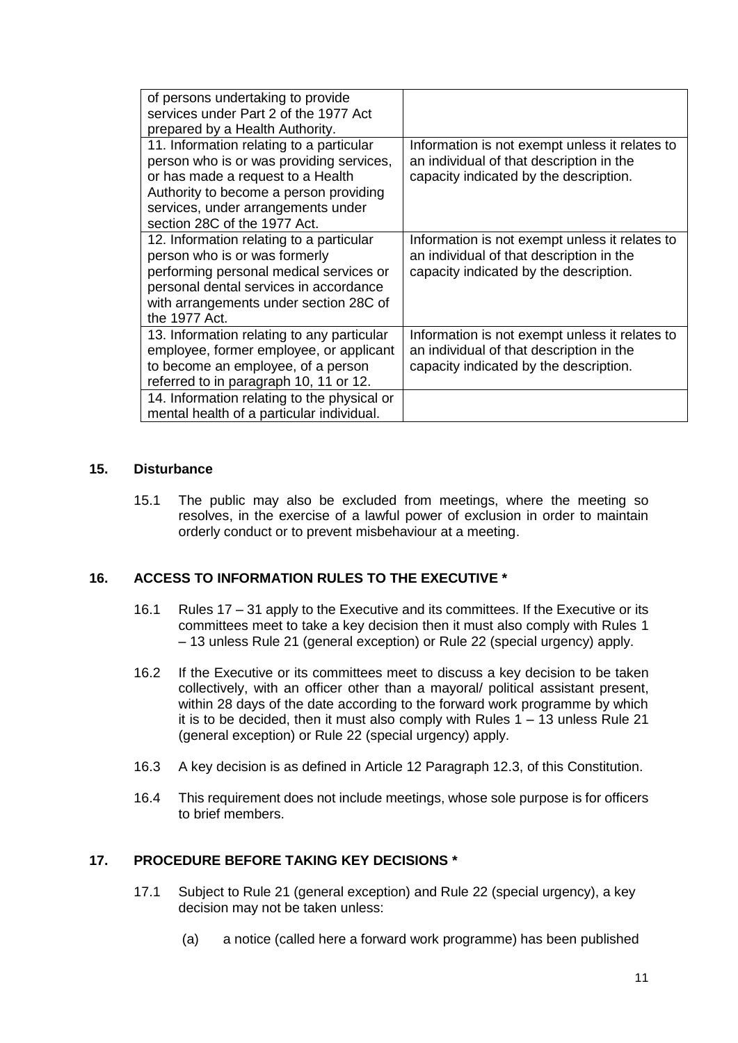| | |
|---|---|
| of persons undertaking to provide services under Part 2 of the 1977 Act prepared by a Health Authority. | |
| 11. Information relating to a particular person who is or was providing services, or has made a request to a Health Authority to become a person providing services, under arrangements under section 28C of the 1977 Act. | Information is not exempt unless it relates to an individual of that description in the capacity indicated by the description. |
| 12. Information relating to a particular person who is or was formerly performing personal medical services or personal dental services in accordance with arrangements under section 28C of the 1977 Act. | Information is not exempt unless it relates to an individual of that description in the capacity indicated by the description. |
| 13. Information relating to any particular employee, former employee, or applicant to become an employee, of a person referred to in paragraph 10, 11 or 12. | Information is not exempt unless it relates to an individual of that description in the capacity indicated by the description. |
| 14. Information relating to the physical or mental health of a particular individual. | |

## 15. Disturbance

15.1 The public may also be excluded from meetings, where the meeting so resolves, in the exercise of a lawful power of exclusion in order to maintain orderly conduct or to prevent misbehaviour at a meeting.

## 16. ACCESS TO INFORMATION RULES TO THE EXECUTIVE *

16.1 Rules 17 – 31 apply to the Executive and its committees. If the Executive or its committees meet to take a key decision then it must also comply with Rules 1 – 13 unless Rule 21 (general exception) or Rule 22 (special urgency) apply.

16.2 If the Executive or its committees meet to discuss a key decision to be taken collectively, with an officer other than a mayoral/ political assistant present, within 28 days of the date according to the forward work programme by which it is to be decided, then it must also comply with Rules 1 – 13 unless Rule 21 (general exception) or Rule 22 (special urgency) apply.

16.3 A key decision is as defined in Article 12 Paragraph 12.3, of this Constitution.

16.4 This requirement does not include meetings, whose sole purpose is for officers to brief members.

## 17. PROCEDURE BEFORE TAKING KEY DECISIONS *

17.1 Subject to Rule 21 (general exception) and Rule 22 (special urgency), a key decision may not be taken unless:

(a) a notice (called here a forward work programme) has been published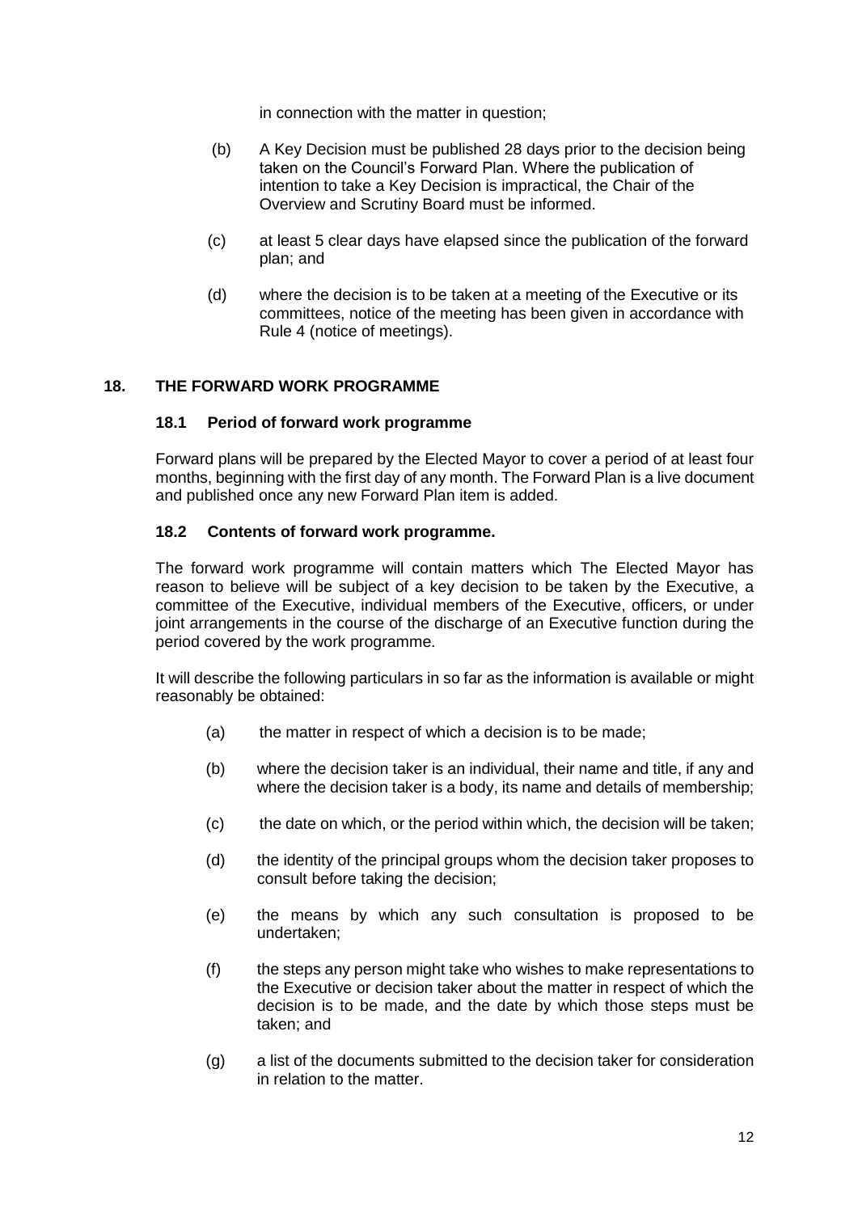in connection with the matter in question;

(b) A Key Decision must be published 28 days prior to the decision being taken on the Council's Forward Plan. Where the publication of intention to take a Key Decision is impractical, the Chair of the Overview and Scrutiny Board must be informed.

(c) at least 5 clear days have elapsed since the publication of the forward plan; and

(d) where the decision is to be taken at a meeting of the Executive or its committees, notice of the meeting has been given in accordance with Rule 4 (notice of meetings).

## 18. THE FORWARD WORK PROGRAMME

### 18.1 Period of forward work programme

Forward plans will be prepared by the Elected Mayor to cover a period of at least four months, beginning with the first day of any month. The Forward Plan is a live document and published once any new Forward Plan item is added.

### 18.2 Contents of forward work programme.

The forward work programme will contain matters which The Elected Mayor has reason to believe will be subject of a key decision to be taken by the Executive, a committee of the Executive, individual members of the Executive, officers, or under joint arrangements in the course of the discharge of an Executive function during the period covered by the work programme.

It will describe the following particulars in so far as the information is available or might reasonably be obtained:

(a) the matter in respect of which a decision is to be made;

(b) where the decision taker is an individual, their name and title, if any and where the decision taker is a body, its name and details of membership;

(c) the date on which, or the period within which, the decision will be taken;

(d) the identity of the principal groups whom the decision taker proposes to consult before taking the decision;

(e) the means by which any such consultation is proposed to be undertaken;

(f) the steps any person might take who wishes to make representations to the Executive or decision taker about the matter in respect of which the decision is to be made, and the date by which those steps must be taken; and

(g) a list of the documents submitted to the decision taker for consideration in relation to the matter.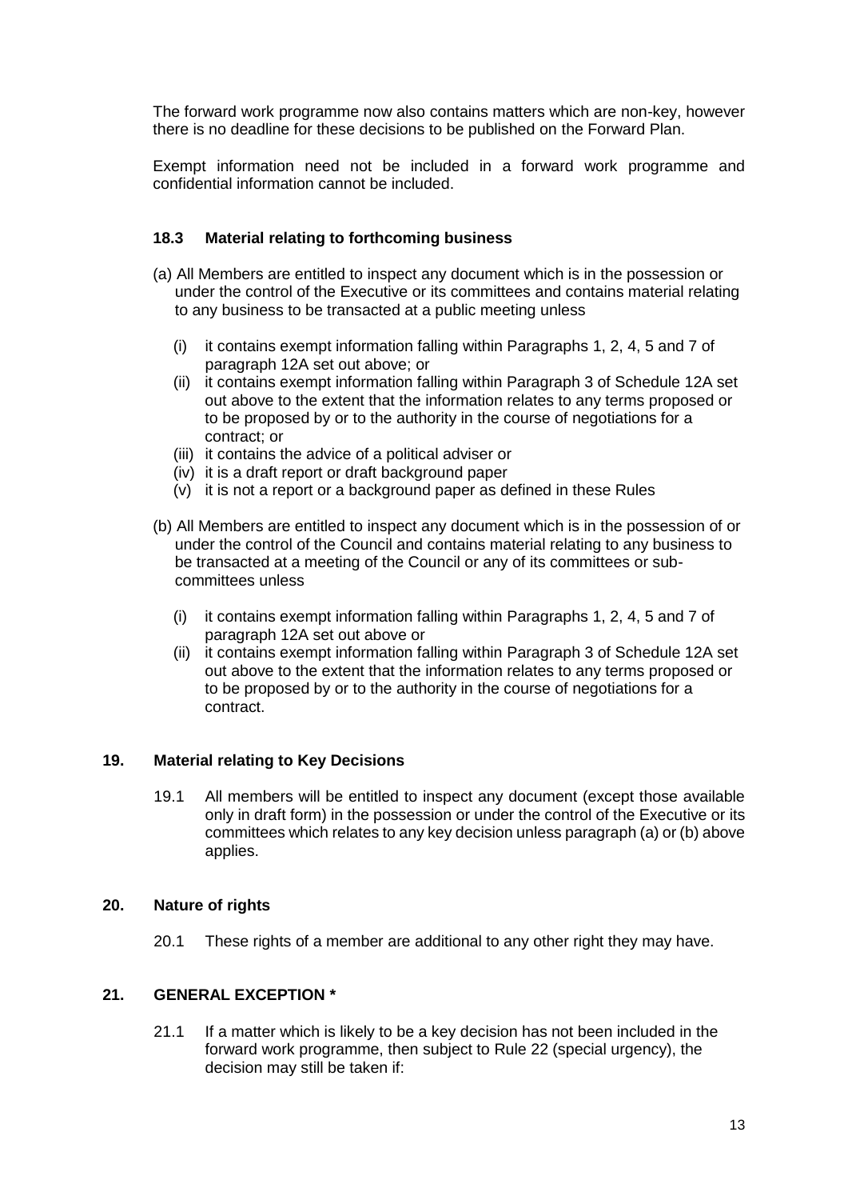The forward work programme now also contains matters which are non-key, however there is no deadline for these decisions to be published on the Forward Plan.

Exempt information need not be included in a forward work programme and confidential information cannot be included.

### 18.3 Material relating to forthcoming business

(a) All Members are entitled to inspect any document which is in the possession or under the control of the Executive or its committees and contains material relating to any business to be transacted at a public meeting unless

- (i) it contains exempt information falling within Paragraphs 1, 2, 4, 5 and 7 of paragraph 12A set out above; or
- (ii) it contains exempt information falling within Paragraph 3 of Schedule 12A set out above to the extent that the information relates to any terms proposed or to be proposed by or to the authority in the course of negotiations for a contract; or
- (iii) it contains the advice of a political adviser or
- (iv) it is a draft report or draft background paper
- (v) it is not a report or a background paper as defined in these Rules

(b) All Members are entitled to inspect any document which is in the possession of or under the control of the Council and contains material relating to any business to be transacted at a meeting of the Council or any of its committees or sub-committees unless

- (i) it contains exempt information falling within Paragraphs 1, 2, 4, 5 and 7 of paragraph 12A set out above or
- (ii) it contains exempt information falling within Paragraph 3 of Schedule 12A set out above to the extent that the information relates to any terms proposed or to be proposed by or to the authority in the course of negotiations for a contract.

## 19. Material relating to Key Decisions

19.1 All members will be entitled to inspect any document (except those available only in draft form) in the possession or under the control of the Executive or its committees which relates to any key decision unless paragraph (a) or (b) above applies.

## 20. Nature of rights

20.1 These rights of a member are additional to any other right they may have.

## 21. GENERAL EXCEPTION *

21.1 If a matter which is likely to be a key decision has not been included in the forward work programme, then subject to Rule 22 (special urgency), the decision may still be taken if: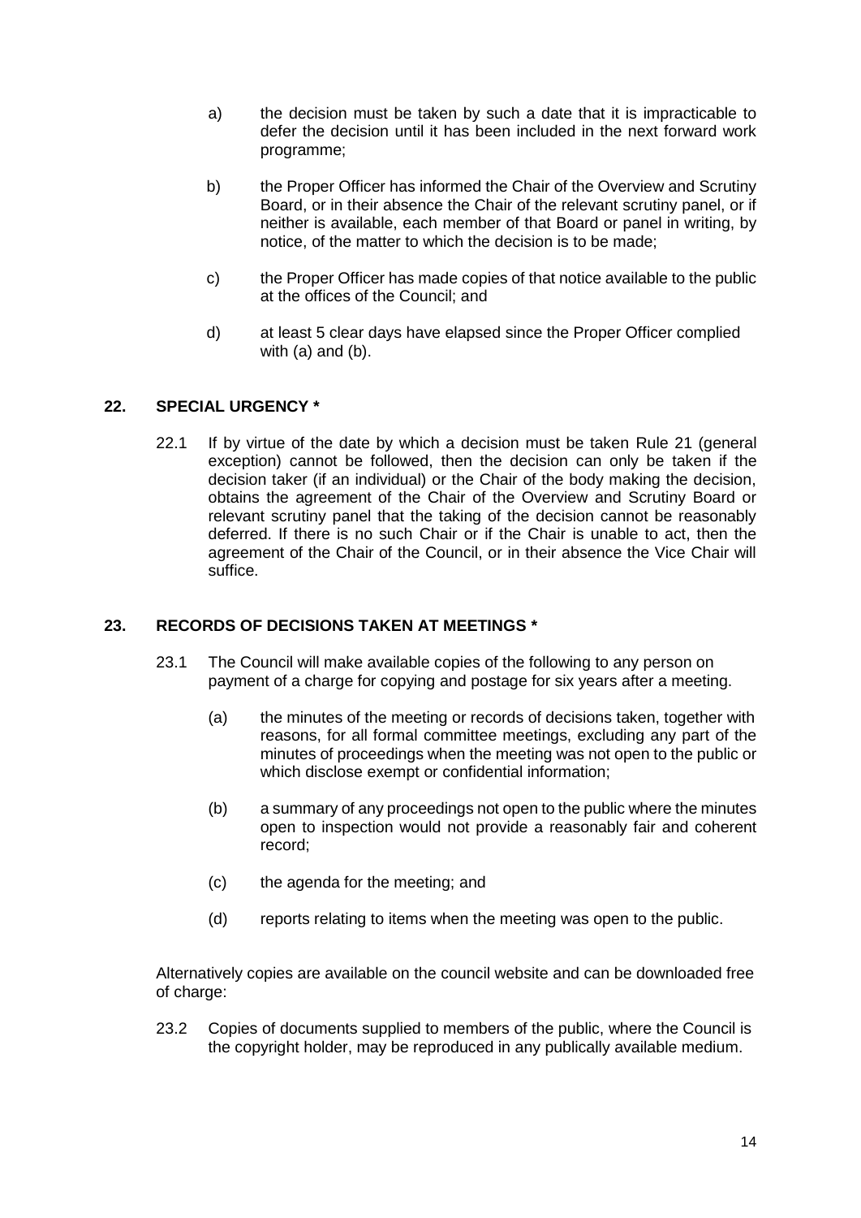a) the decision must be taken by such a date that it is impracticable to defer the decision until it has been included in the next forward work programme;

b) the Proper Officer has informed the Chair of the Overview and Scrutiny Board, or in their absence the Chair of the relevant scrutiny panel, or if neither is available, each member of that Board or panel in writing, by notice, of the matter to which the decision is to be made;

c) the Proper Officer has made copies of that notice available to the public at the offices of the Council; and

d) at least 5 clear days have elapsed since the Proper Officer complied with (a) and (b).

## 22. SPECIAL URGENCY *

22.1 If by virtue of the date by which a decision must be taken Rule 21 (general exception) cannot be followed, then the decision can only be taken if the decision taker (if an individual) or the Chair of the body making the decision, obtains the agreement of the Chair of the Overview and Scrutiny Board or relevant scrutiny panel that the taking of the decision cannot be reasonably deferred. If there is no such Chair or if the Chair is unable to act, then the agreement of the Chair of the Council, or in their absence the Vice Chair will suffice.

## 23. RECORDS OF DECISIONS TAKEN AT MEETINGS *

23.1 The Council will make available copies of the following to any person on payment of a charge for copying and postage for six years after a meeting.

(a) the minutes of the meeting or records of decisions taken, together with reasons, for all formal committee meetings, excluding any part of the minutes of proceedings when the meeting was not open to the public or which disclose exempt or confidential information;

(b) a summary of any proceedings not open to the public where the minutes open to inspection would not provide a reasonably fair and coherent record;

(c) the agenda for the meeting; and

(d) reports relating to items when the meeting was open to the public.

Alternatively copies are available on the council website and can be downloaded free of charge:

23.2 Copies of documents supplied to members of the public, where the Council is the copyright holder, may be reproduced in any publically available medium.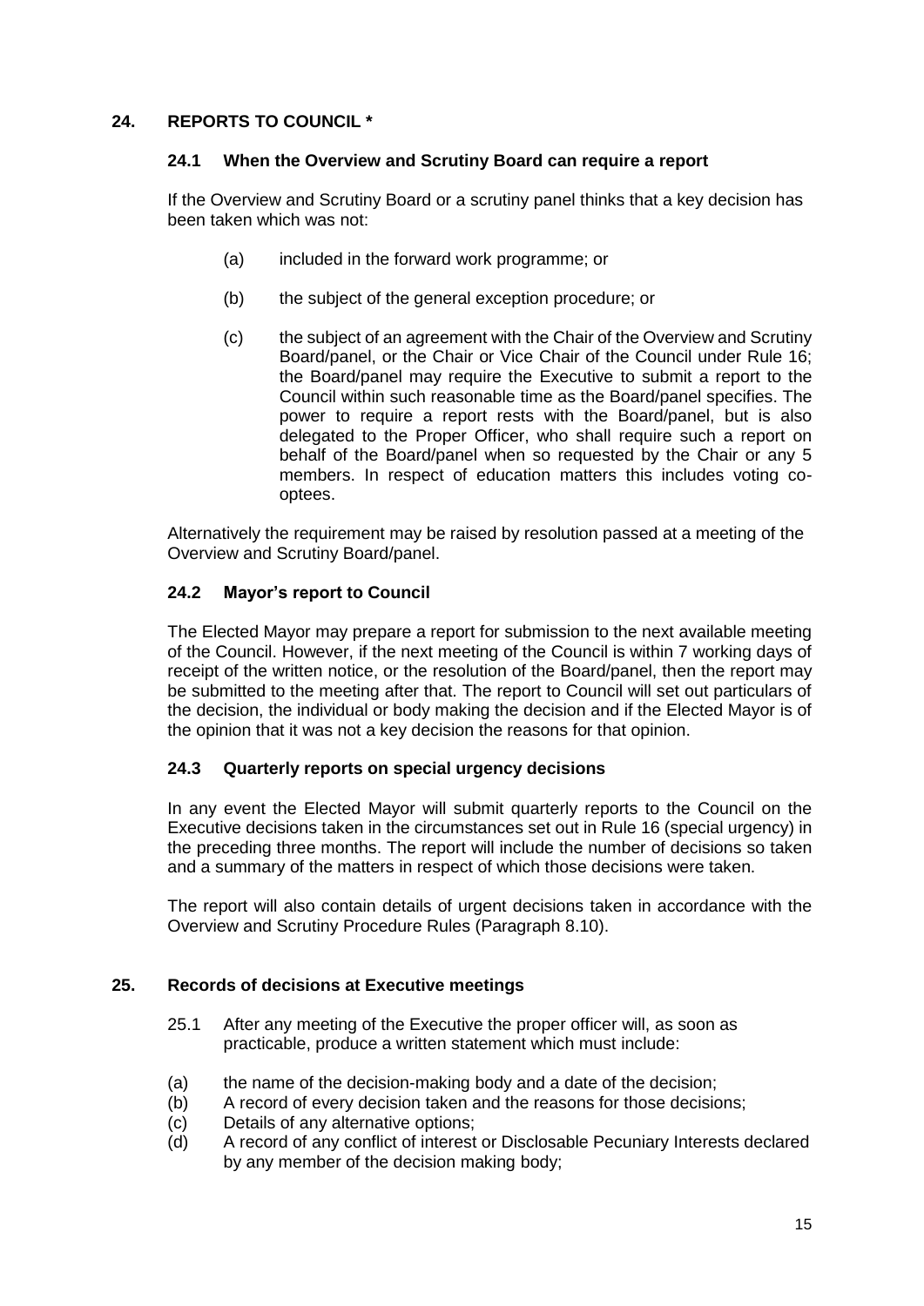## 24. REPORTS TO COUNCIL *

### 24.1 When the Overview and Scrutiny Board can require a report

If the Overview and Scrutiny Board or a scrutiny panel thinks that a key decision has been taken which was not:

(a) included in the forward work programme; or

(b) the subject of the general exception procedure; or

(c) the subject of an agreement with the Chair of the Overview and Scrutiny Board/panel, or the Chair or Vice Chair of the Council under Rule 16; the Board/panel may require the Executive to submit a report to the Council within such reasonable time as the Board/panel specifies. The power to require a report rests with the Board/panel, but is also delegated to the Proper Officer, who shall require such a report on behalf of the Board/panel when so requested by the Chair or any 5 members. In respect of education matters this includes voting co-optees.

Alternatively the requirement may be raised by resolution passed at a meeting of the Overview and Scrutiny Board/panel.

### 24.2 Mayor's report to Council

The Elected Mayor may prepare a report for submission to the next available meeting of the Council. However, if the next meeting of the Council is within 7 working days of receipt of the written notice, or the resolution of the Board/panel, then the report may be submitted to the meeting after that. The report to Council will set out particulars of the decision, the individual or body making the decision and if the Elected Mayor is of the opinion that it was not a key decision the reasons for that opinion.

### 24.3 Quarterly reports on special urgency decisions

In any event the Elected Mayor will submit quarterly reports to the Council on the Executive decisions taken in the circumstances set out in Rule 16 (special urgency) in the preceding three months. The report will include the number of decisions so taken and a summary of the matters in respect of which those decisions were taken.

The report will also contain details of urgent decisions taken in accordance with the Overview and Scrutiny Procedure Rules (Paragraph 8.10).

## 25. Records of decisions at Executive meetings

25.1 After any meeting of the Executive the proper officer will, as soon as practicable, produce a written statement which must include:

(a) the name of the decision-making body and a date of the decision;
(b) A record of every decision taken and the reasons for those decisions;
(c) Details of any alternative options;
(d) A record of any conflict of interest or Disclosable Pecuniary Interests declared by any member of the decision making body;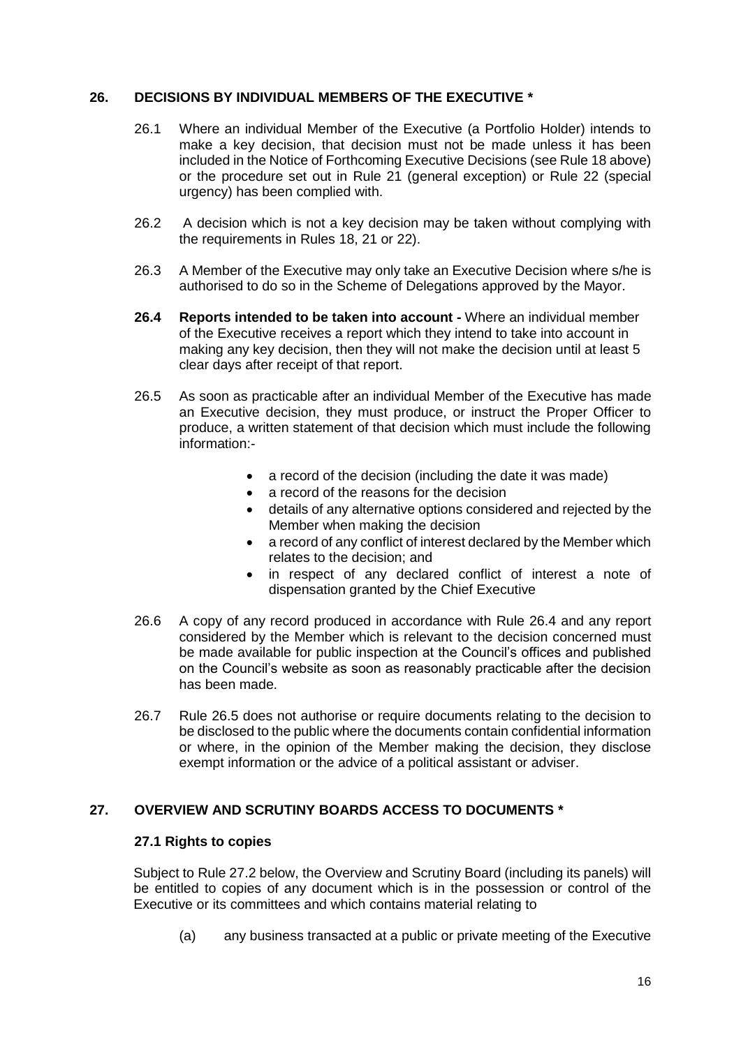## 26. DECISIONS BY INDIVIDUAL MEMBERS OF THE EXECUTIVE *

26.1 Where an individual Member of the Executive (a Portfolio Holder) intends to make a key decision, that decision must not be made unless it has been included in the Notice of Forthcoming Executive Decisions (see Rule 18 above) or the procedure set out in Rule 21 (general exception) or Rule 22 (special urgency) has been complied with.

26.2 A decision which is not a key decision may be taken without complying with the requirements in Rules 18, 21 or 22).

26.3 A Member of the Executive may only take an Executive Decision where s/he is authorised to do so in the Scheme of Delegations approved by the Mayor.

**26.4 Reports intended to be taken into account -** Where an individual member of the Executive receives a report which they intend to take into account in making any key decision, then they will not make the decision until at least 5 clear days after receipt of that report.

26.5 As soon as practicable after an individual Member of the Executive has made an Executive decision, they must produce, or instruct the Proper Officer to produce, a written statement of that decision which must include the following information:-

- a record of the decision (including the date it was made)
- a record of the reasons for the decision
- details of any alternative options considered and rejected by the Member when making the decision
- a record of any conflict of interest declared by the Member which relates to the decision; and
- in respect of any declared conflict of interest a note of dispensation granted by the Chief Executive

26.6 A copy of any record produced in accordance with Rule 26.4 and any report considered by the Member which is relevant to the decision concerned must be made available for public inspection at the Council's offices and published on the Council's website as soon as reasonably practicable after the decision has been made.

26.7 Rule 26.5 does not authorise or require documents relating to the decision to be disclosed to the public where the documents contain confidential information or where, in the opinion of the Member making the decision, they disclose exempt information or the advice of a political assistant or adviser.

## 27. OVERVIEW AND SCRUTINY BOARDS ACCESS TO DOCUMENTS *

### 27.1 Rights to copies

Subject to Rule 27.2 below, the Overview and Scrutiny Board (including its panels) will be entitled to copies of any document which is in the possession or control of the Executive or its committees and which contains material relating to

(a) any business transacted at a public or private meeting of the Executive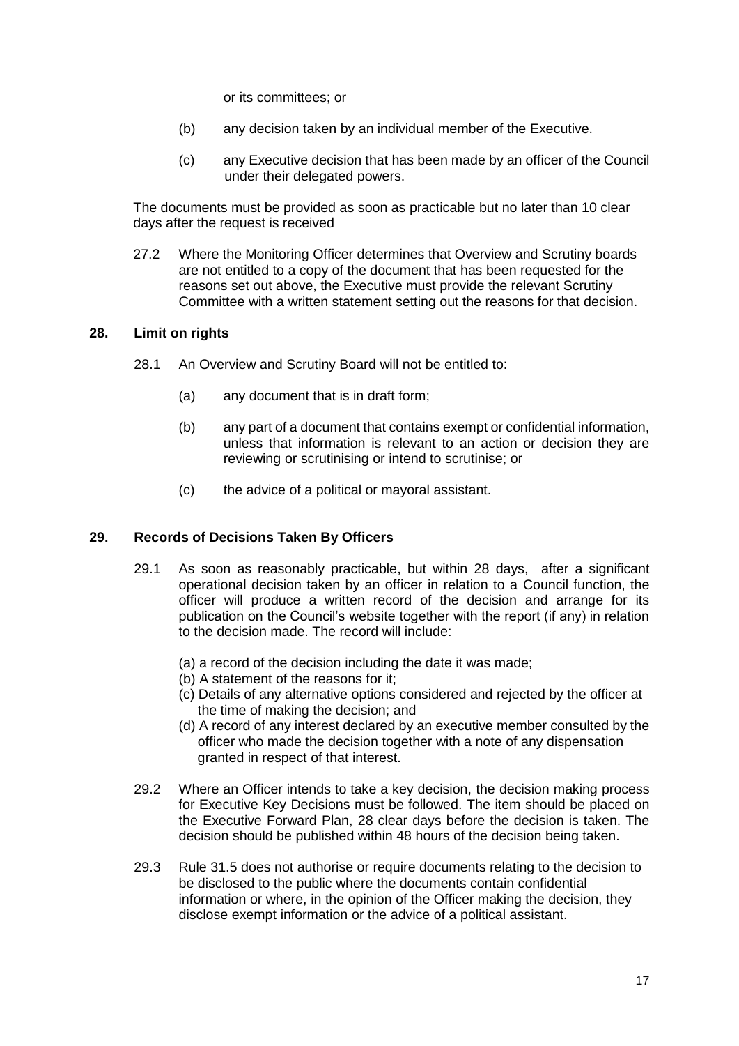or its committees; or

(b) any decision taken by an individual member of the Executive.

(c) any Executive decision that has been made by an officer of the Council under their delegated powers.

The documents must be provided as soon as practicable but no later than 10 clear days after the request is received

27.2 Where the Monitoring Officer determines that Overview and Scrutiny boards are not entitled to a copy of the document that has been requested for the reasons set out above, the Executive must provide the relevant Scrutiny Committee with a written statement setting out the reasons for that decision.

## 28. Limit on rights

28.1 An Overview and Scrutiny Board will not be entitled to:

(a) any document that is in draft form;

(b) any part of a document that contains exempt or confidential information, unless that information is relevant to an action or decision they are reviewing or scrutinising or intend to scrutinise; or

(c) the advice of a political or mayoral assistant.

## 29. Records of Decisions Taken By Officers

29.1 As soon as reasonably practicable, but within 28 days, after a significant operational decision taken by an officer in relation to a Council function, the officer will produce a written record of the decision and arrange for its publication on the Council's website together with the report (if any) in relation to the decision made. The record will include:

(a) a record of the decision including the date it was made;
(b) A statement of the reasons for it;
(c) Details of any alternative options considered and rejected by the officer at the time of making the decision; and
(d) A record of any interest declared by an executive member consulted by the officer who made the decision together with a note of any dispensation granted in respect of that interest.

29.2 Where an Officer intends to take a key decision, the decision making process for Executive Key Decisions must be followed. The item should be placed on the Executive Forward Plan, 28 clear days before the decision is taken. The decision should be published within 48 hours of the decision being taken.

29.3 Rule 31.5 does not authorise or require documents relating to the decision to be disclosed to the public where the documents contain confidential information or where, in the opinion of the Officer making the decision, they disclose exempt information or the advice of a political assistant.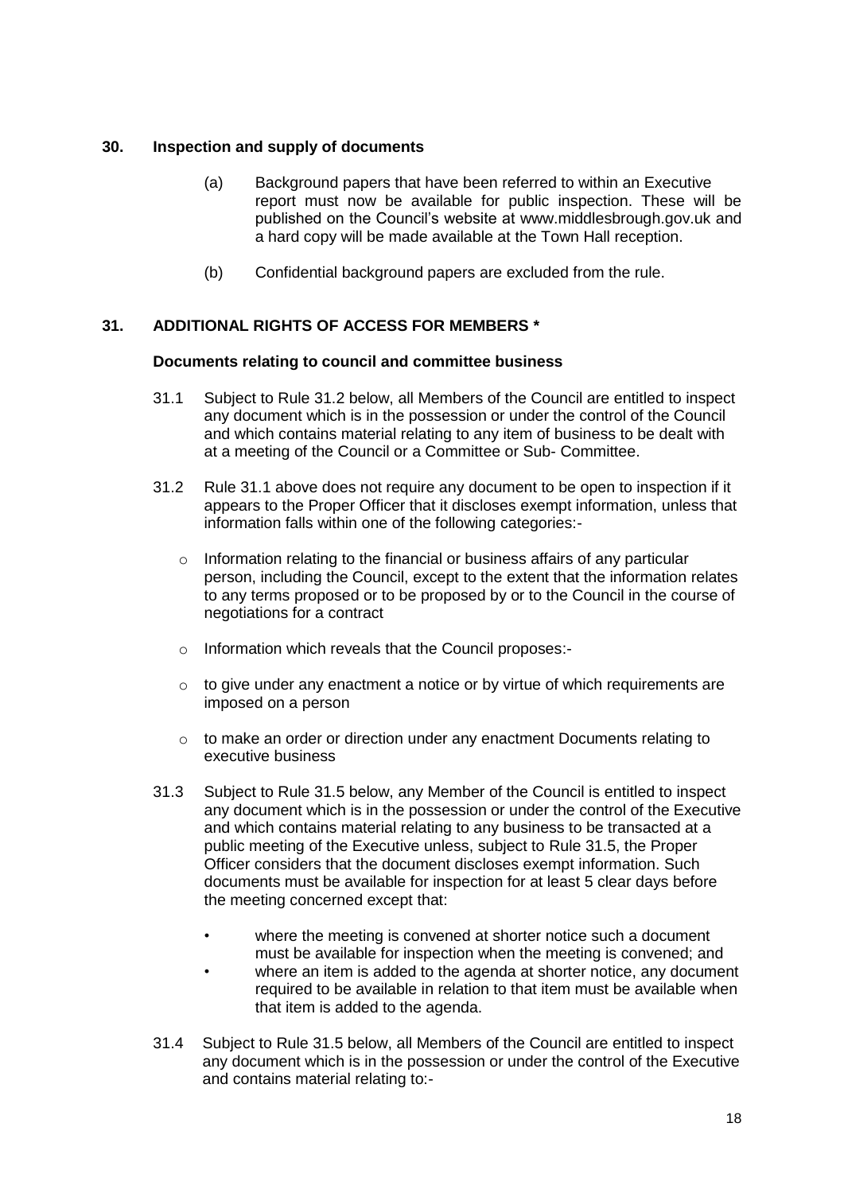## 30. Inspection and supply of documents

(a) Background papers that have been referred to within an Executive report must now be available for public inspection. These will be published on the Council's website at www.middlesbrough.gov.uk and a hard copy will be made available at the Town Hall reception.

(b) Confidential background papers are excluded from the rule.

## 31. ADDITIONAL RIGHTS OF ACCESS FOR MEMBERS *

### Documents relating to council and committee business

31.1 Subject to Rule 31.2 below, all Members of the Council are entitled to inspect any document which is in the possession or under the control of the Council and which contains material relating to any item of business to be dealt with at a meeting of the Council or a Committee or Sub- Committee.

31.2 Rule 31.1 above does not require any document to be open to inspection if it appears to the Proper Officer that it discloses exempt information, unless that information falls within one of the following categories:-

- Information relating to the financial or business affairs of any particular person, including the Council, except to the extent that the information relates to any terms proposed or to be proposed by or to the Council in the course of negotiations for a contract
- Information which reveals that the Council proposes:-
- to give under any enactment a notice or by virtue of which requirements are imposed on a person
- to make an order or direction under any enactment Documents relating to executive business

31.3 Subject to Rule 31.5 below, any Member of the Council is entitled to inspect any document which is in the possession or under the control of the Executive and which contains material relating to any business to be transacted at a public meeting of the Executive unless, subject to Rule 31.5, the Proper Officer considers that the document discloses exempt information. Such documents must be available for inspection for at least 5 clear days before the meeting concerned except that:

- where the meeting is convened at shorter notice such a document must be available for inspection when the meeting is convened; and
- where an item is added to the agenda at shorter notice, any document required to be available in relation to that item must be available when that item is added to the agenda.

31.4 Subject to Rule 31.5 below, all Members of the Council are entitled to inspect any document which is in the possession or under the control of the Executive and contains material relating to:-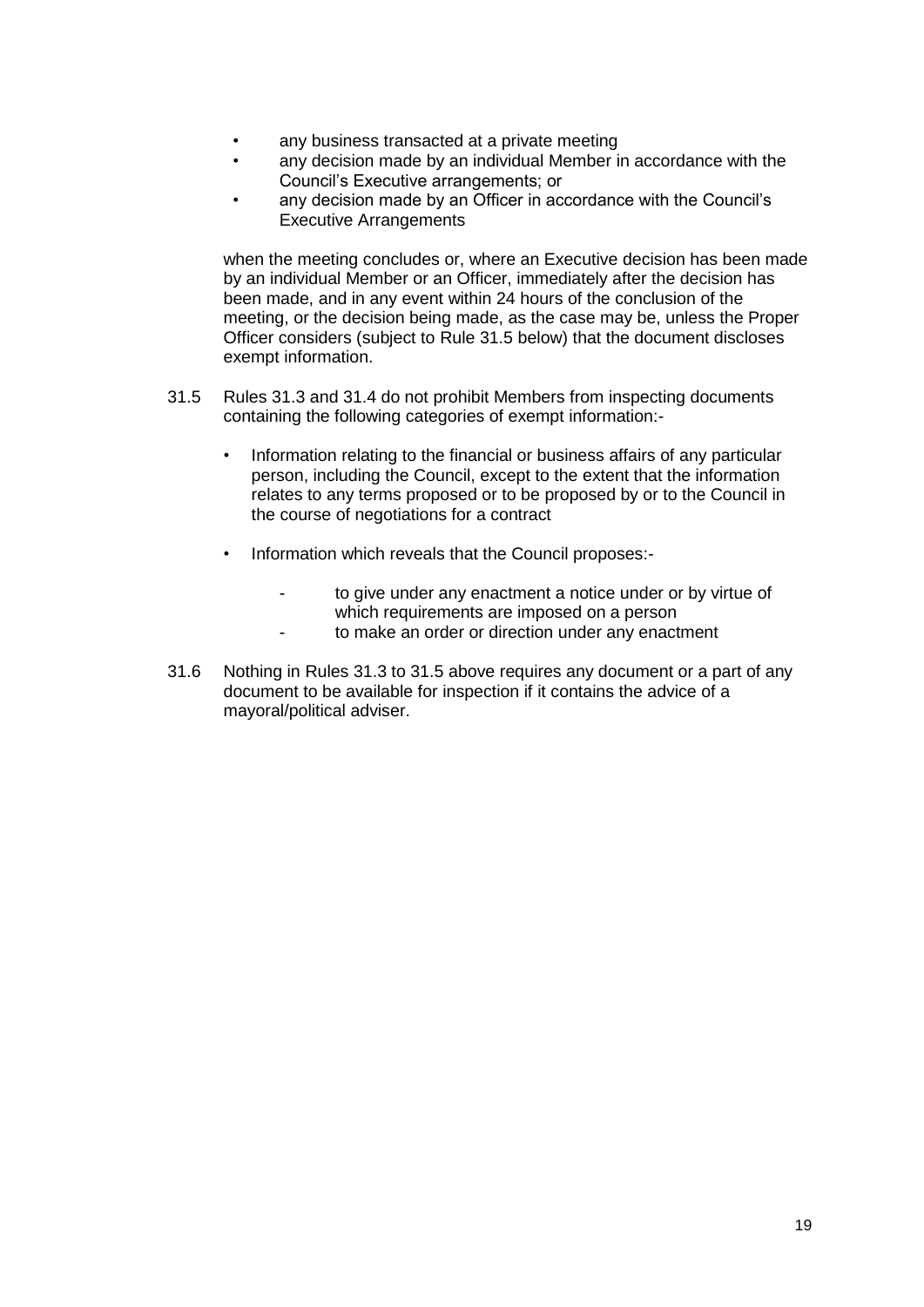- any business transacted at a private meeting
- any decision made by an individual Member in accordance with the Council's Executive arrangements; or
- any decision made by an Officer in accordance with the Council's Executive Arrangements

when the meeting concludes or, where an Executive decision has been made by an individual Member or an Officer, immediately after the decision has been made, and in any event within 24 hours of the conclusion of the meeting, or the decision being made, as the case may be, unless the Proper Officer considers (subject to Rule 31.5 below) that the document discloses exempt information.

31.5 Rules 31.3 and 31.4 do not prohibit Members from inspecting documents containing the following categories of exempt information:-

- Information relating to the financial or business affairs of any particular person, including the Council, except to the extent that the information relates to any terms proposed or to be proposed by or to the Council in the course of negotiations for a contract

- Information which reveals that the Council proposes:-

  - to give under any enactment a notice under or by virtue of which requirements are imposed on a person
  - to make an order or direction under any enactment

31.6 Nothing in Rules 31.3 to 31.5 above requires any document or a part of any document to be available for inspection if it contains the advice of a mayoral/political adviser.